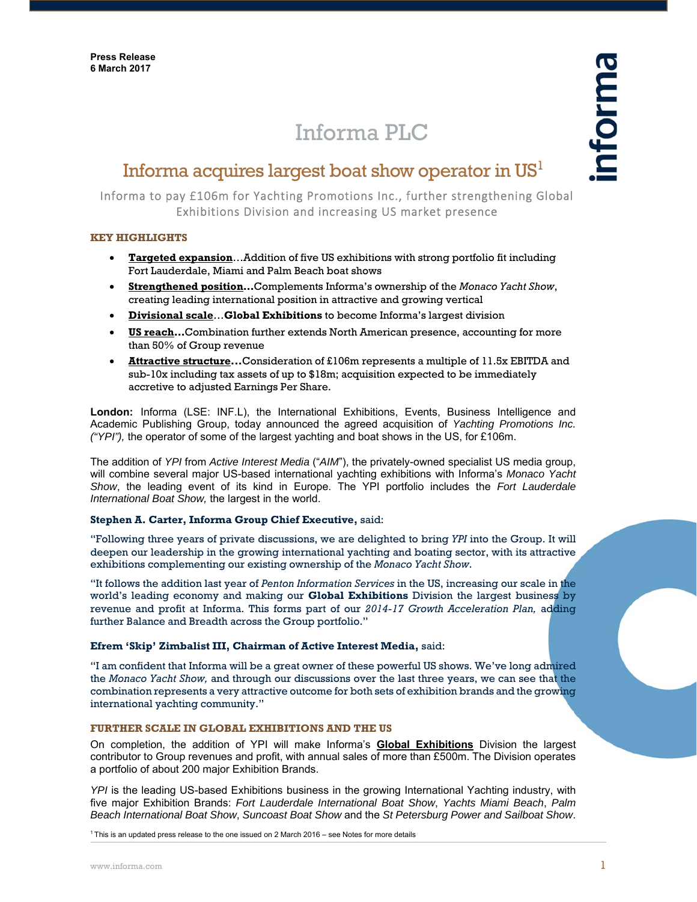**Press Release**
**6 March 2017**

# Informa PLC

## Informa acquires largest boat show operator in US[1]

Informa to pay £106m for Yachting Promotions Inc., further strengthening Global Exhibitions Division and increasing US market presence

### KEY HIGHLIGHTS

- **Targeted expansion**…Addition of five US exhibitions with strong portfolio fit including Fort Lauderdale, Miami and Palm Beach boat shows
- **Strengthened position…**Complements Informa's ownership of the *Monaco Yacht Show*, creating leading international position in attractive and growing vertical
- **Divisional scale**…**Global Exhibitions** to become Informa's largest division
- **US reach…**Combination further extends North American presence, accounting for more than 50% of Group revenue
- **Attractive structure…**Consideration of £106m represents a multiple of 11.5x EBITDA and sub-10x including tax assets of up to $18m; acquisition expected to be immediately accretive to adjusted Earnings Per Share.

**London:** Informa (LSE: INF.L), the International Exhibitions, Events, Business Intelligence and Academic Publishing Group, today announced the agreed acquisition of *Yachting Promotions Inc. ("YPI"),* the operator of some of the largest yachting and boat shows in the US, for £106m.

The addition of *YPI* from *Active Interest Media* ("*AIM*"), the privately-owned specialist US media group, will combine several major US-based international yachting exhibitions with Informa's *Monaco Yacht Show*, the leading event of its kind in Europe. The YPI portfolio includes the *Fort Lauderdale International Boat Show,* the largest in the world.

**Stephen A. Carter, Informa Group Chief Executive,** said:

"Following three years of private discussions, we are delighted to bring *YPI* into the Group. It will deepen our leadership in the growing international yachting and boating sector, with its attractive exhibitions complementing our existing ownership of the *Monaco Yacht Show*.

"It follows the addition last year of *Penton Information Services* in the US, increasing our scale in the world's leading economy and making our **Global Exhibitions** Division the largest business by revenue and profit at Informa. This forms part of our *2014-17 Growth Acceleration Plan,* adding further Balance and Breadth across the Group portfolio."

**Efrem 'Skip' Zimbalist III, Chairman of Active Interest Media,** said:

"I am confident that Informa will be a great owner of these powerful US shows. We've long admired the *Monaco Yacht Show,* and through our discussions over the last three years, we can see that the combination represents a very attractive outcome for both sets of exhibition brands and the growing international yachting community."

### FURTHER SCALE IN GLOBAL EXHIBITIONS AND THE US

On completion, the addition of YPI will make Informa's **Global Exhibitions** Division the largest contributor to Group revenues and profit, with annual sales of more than £500m. The Division operates a portfolio of about 200 major Exhibition Brands.

*YPI* is the leading US-based Exhibitions business in the growing International Yachting industry, with five major Exhibition Brands: *Fort Lauderdale International Boat Show*, *Yachts Miami Beach*, *Palm Beach International Boat Show*, *Suncoast Boat Show* and the *St Petersburg Power and Sailboat Show*.

[1] This is an updated press release to the one issued on 2 March 2016 – see Notes for more details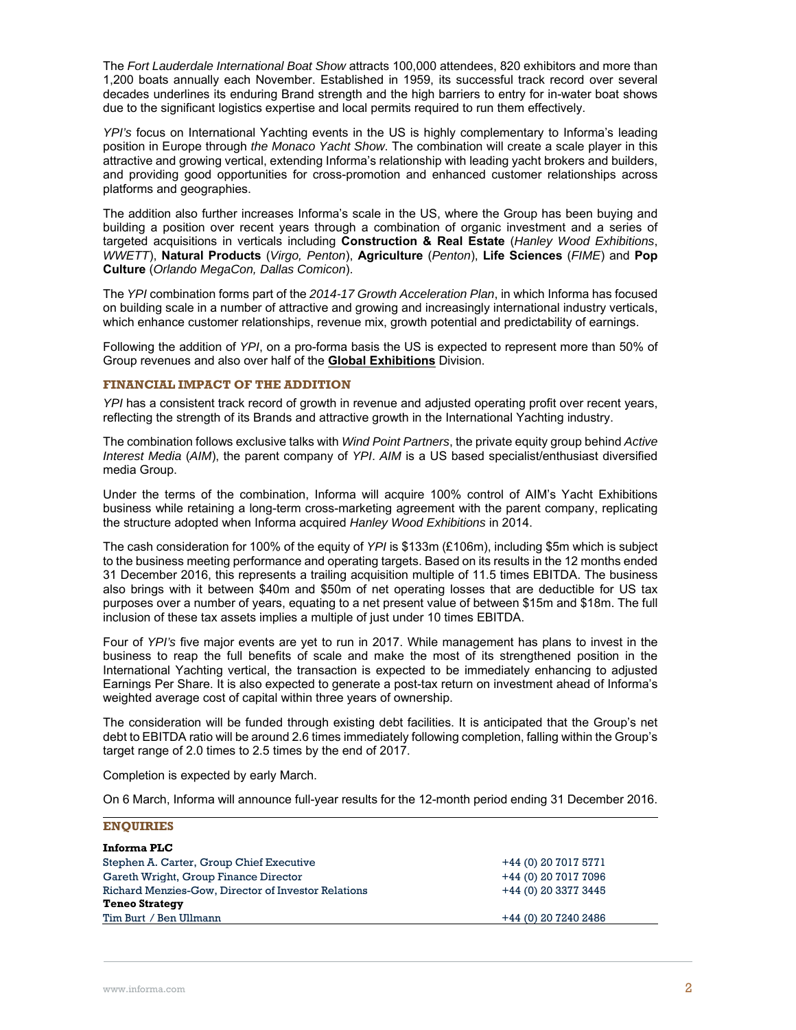The *Fort Lauderdale International Boat Show* attracts 100,000 attendees, 820 exhibitors and more than 1,200 boats annually each November. Established in 1959, its successful track record over several decades underlines its enduring Brand strength and the high barriers to entry for in-water boat shows due to the significant logistics expertise and local permits required to run them effectively.

*YPI's* focus on International Yachting events in the US is highly complementary to Informa's leading position in Europe through *the Monaco Yacht Show*. The combination will create a scale player in this attractive and growing vertical, extending Informa's relationship with leading yacht brokers and builders, and providing good opportunities for cross-promotion and enhanced customer relationships across platforms and geographies.

The addition also further increases Informa's scale in the US, where the Group has been buying and building a position over recent years through a combination of organic investment and a series of targeted acquisitions in verticals including **Construction & Real Estate** (*Hanley Wood Exhibitions*, *WWETT*), **Natural Products** (*Virgo, Penton*), **Agriculture** (*Penton*), **Life Sciences** (*FIME*) and **Pop Culture** (*Orlando MegaCon, Dallas Comicon*).

The *YPI* combination forms part of the *2014-17 Growth Acceleration Plan*, in which Informa has focused on building scale in a number of attractive and growing and increasingly international industry verticals, which enhance customer relationships, revenue mix, growth potential and predictability of earnings.

Following the addition of *YPI*, on a pro-forma basis the US is expected to represent more than 50% of Group revenues and also over half of the **Global Exhibitions** Division.

## FINANCIAL IMPACT OF THE ADDITION

*YPI* has a consistent track record of growth in revenue and adjusted operating profit over recent years, reflecting the strength of its Brands and attractive growth in the International Yachting industry.

The combination follows exclusive talks with *Wind Point Partners*, the private equity group behind *Active Interest Media* (*AIM*), the parent company of *YPI*. *AIM* is a US based specialist/enthusiast diversified media Group.

Under the terms of the combination, Informa will acquire 100% control of AIM's Yacht Exhibitions business while retaining a long-term cross-marketing agreement with the parent company, replicating the structure adopted when Informa acquired *Hanley Wood Exhibitions* in 2014.

The cash consideration for 100% of the equity of *YPI* is $133m (£106m), including $5m which is subject to the business meeting performance and operating targets. Based on its results in the 12 months ended 31 December 2016, this represents a trailing acquisition multiple of 11.5 times EBITDA. The business also brings with it between $40m and $50m of net operating losses that are deductible for US tax purposes over a number of years, equating to a net present value of between $15m and $18m. The full inclusion of these tax assets implies a multiple of just under 10 times EBITDA.

Four of *YPI's* five major events are yet to run in 2017. While management has plans to invest in the business to reap the full benefits of scale and make the most of its strengthened position in the International Yachting vertical, the transaction is expected to be immediately enhancing to adjusted Earnings Per Share. It is also expected to generate a post-tax return on investment ahead of Informa's weighted average cost of capital within three years of ownership.

The consideration will be funded through existing debt facilities. It is anticipated that the Group's net debt to EBITDA ratio will be around 2.6 times immediately following completion, falling within the Group's target range of 2.0 times to 2.5 times by the end of 2017.

Completion is expected by early March.

On 6 March, Informa will announce full-year results for the 12-month period ending 31 December 2016.

## ENQUIRIES

| | |
|---|---|
| **Informa PLC** | |
| Stephen A. Carter, Group Chief Executive | +44 (0) 20 7017 5771 |
| Gareth Wright, Group Finance Director | +44 (0) 20 7017 7096 |
| Richard Menzies-Gow, Director of Investor Relations | +44 (0) 20 3377 3445 |
| **Teneo Strategy** | |
| Tim Burt / Ben Ullmann | +44 (0) 20 7240 2486 |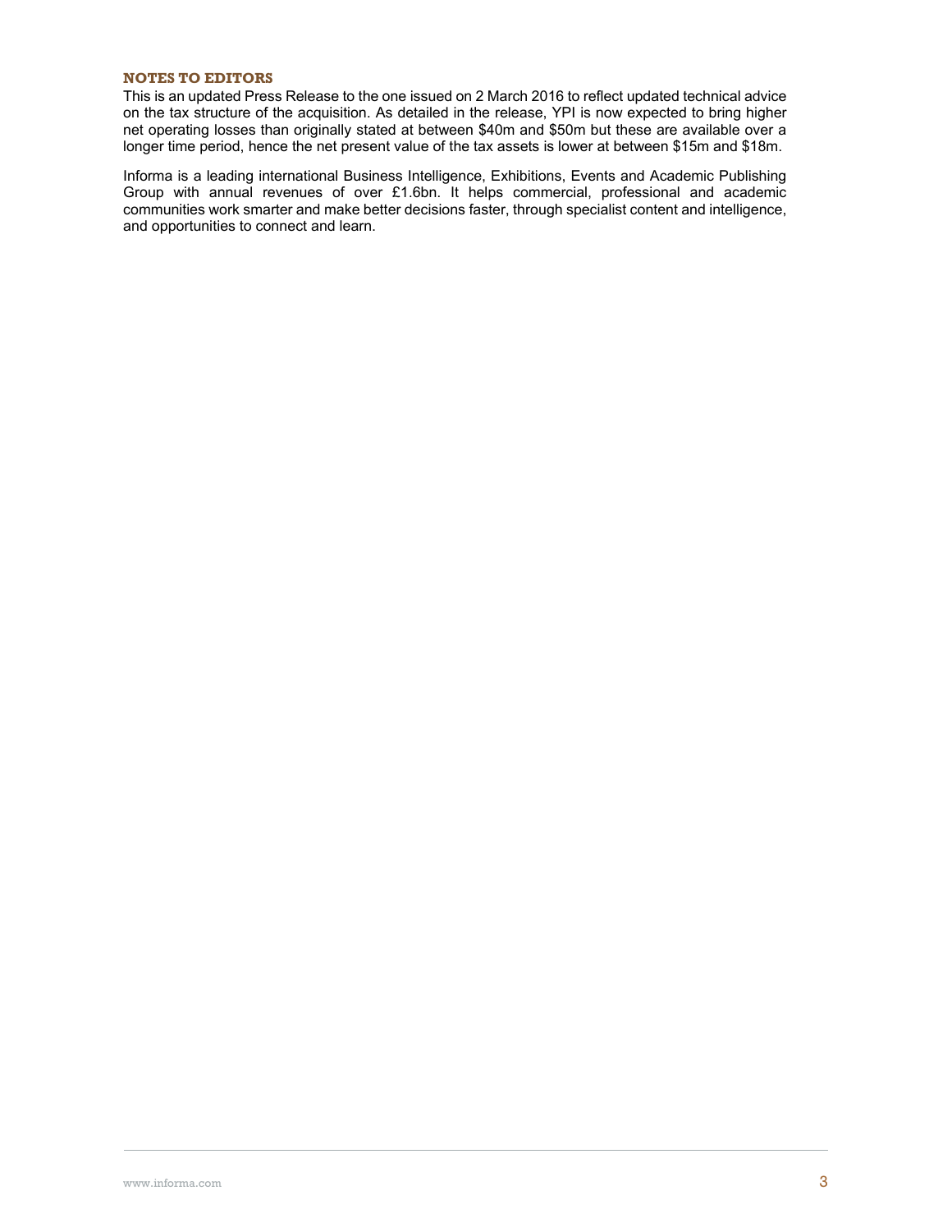## NOTES TO EDITORS

This is an updated Press Release to the one issued on 2 March 2016 to reflect updated technical advice on the tax structure of the acquisition. As detailed in the release, YPI is now expected to bring higher net operating losses than originally stated at between \$40m and \$50m but these are available over a longer time period, hence the net present value of the tax assets is lower at between \$15m and \$18m.

Informa is a leading international Business Intelligence, Exhibitions, Events and Academic Publishing Group with annual revenues of over £1.6bn. It helps commercial, professional and academic communities work smarter and make better decisions faster, through specialist content and intelligence, and opportunities to connect and learn.